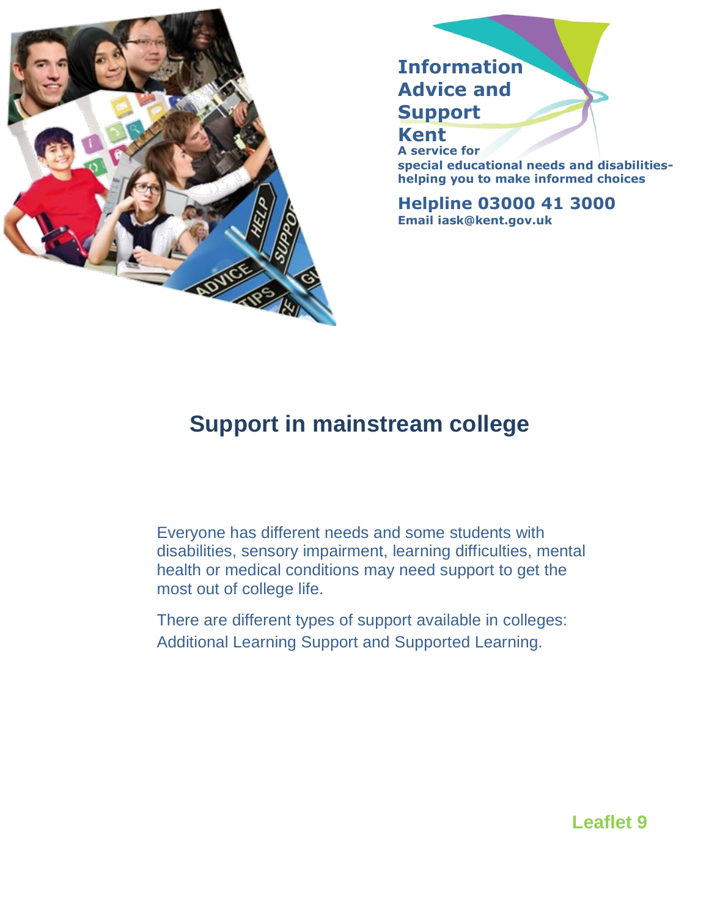**Information Advice and Support Kent**
**A service for special educational needs and disabilities- helping you to make informed choices**

**Helpline 03000 41 3000**
**Email iask@kent.gov.uk**

# Support in mainstream college

Everyone has different needs and some students with disabilities, sensory impairment, learning difficulties, mental health or medical conditions may need support to get the most out of college life.

There are different types of support available in colleges: Additional Learning Support and Supported Learning.

**Leaflet 9**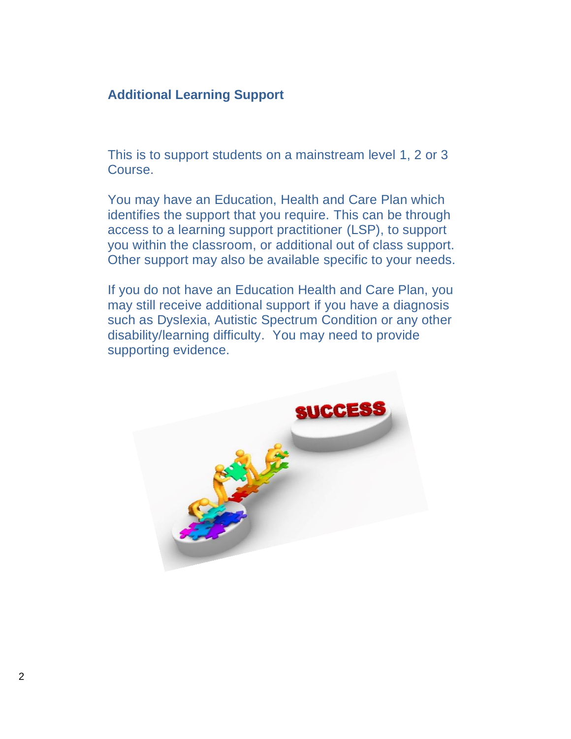## Additional Learning Support

This is to support students on a mainstream level 1, 2 or 3 Course.

You may have an Education, Health and Care Plan which identifies the support that you require. This can be through access to a learning support practitioner (LSP), to support you within the classroom, or additional out of class support. Other support may also be available specific to your needs.

If you do not have an Education Health and Care Plan, you may still receive additional support if you have a diagnosis such as Dyslexia, Autistic Spectrum Condition or any other disability/learning difficulty. You may need to provide supporting evidence.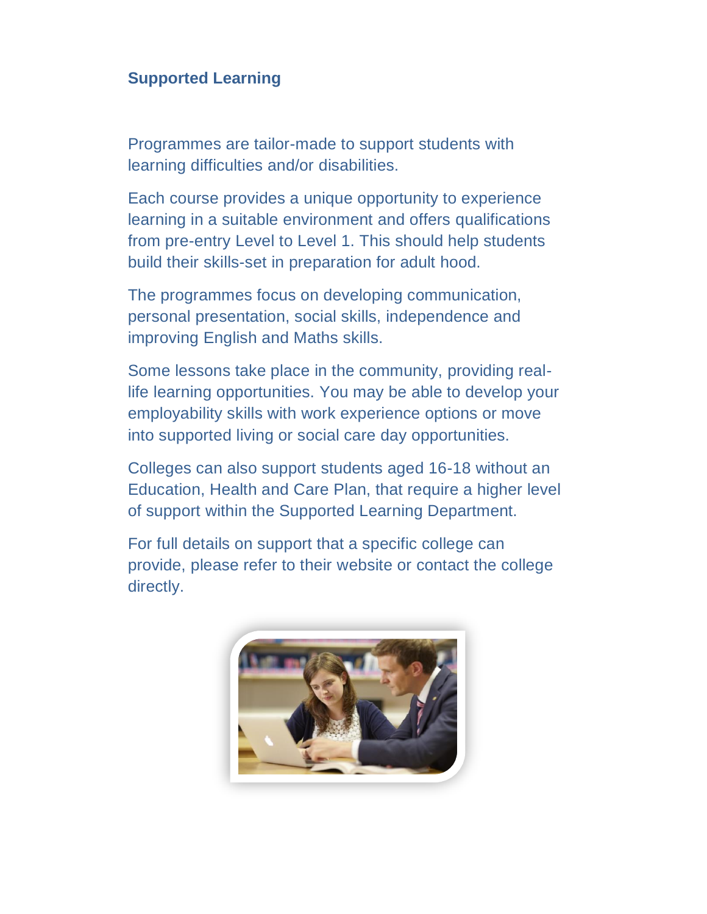## Supported Learning

Programmes are tailor-made to support students with learning difficulties and/or disabilities.

Each course provides a unique opportunity to experience learning in a suitable environment and offers qualifications from pre-entry Level to Level 1. This should help students build their skills-set in preparation for adult hood.

The programmes focus on developing communication, personal presentation, social skills, independence and improving English and Maths skills.

Some lessons take place in the community, providing real-life learning opportunities. You may be able to develop your employability skills with work experience options or move into supported living or social care day opportunities.

Colleges can also support students aged 16-18 without an Education, Health and Care Plan, that require a higher level of support within the Supported Learning Department.

For full details on support that a specific college can provide, please refer to their website or contact the college directly.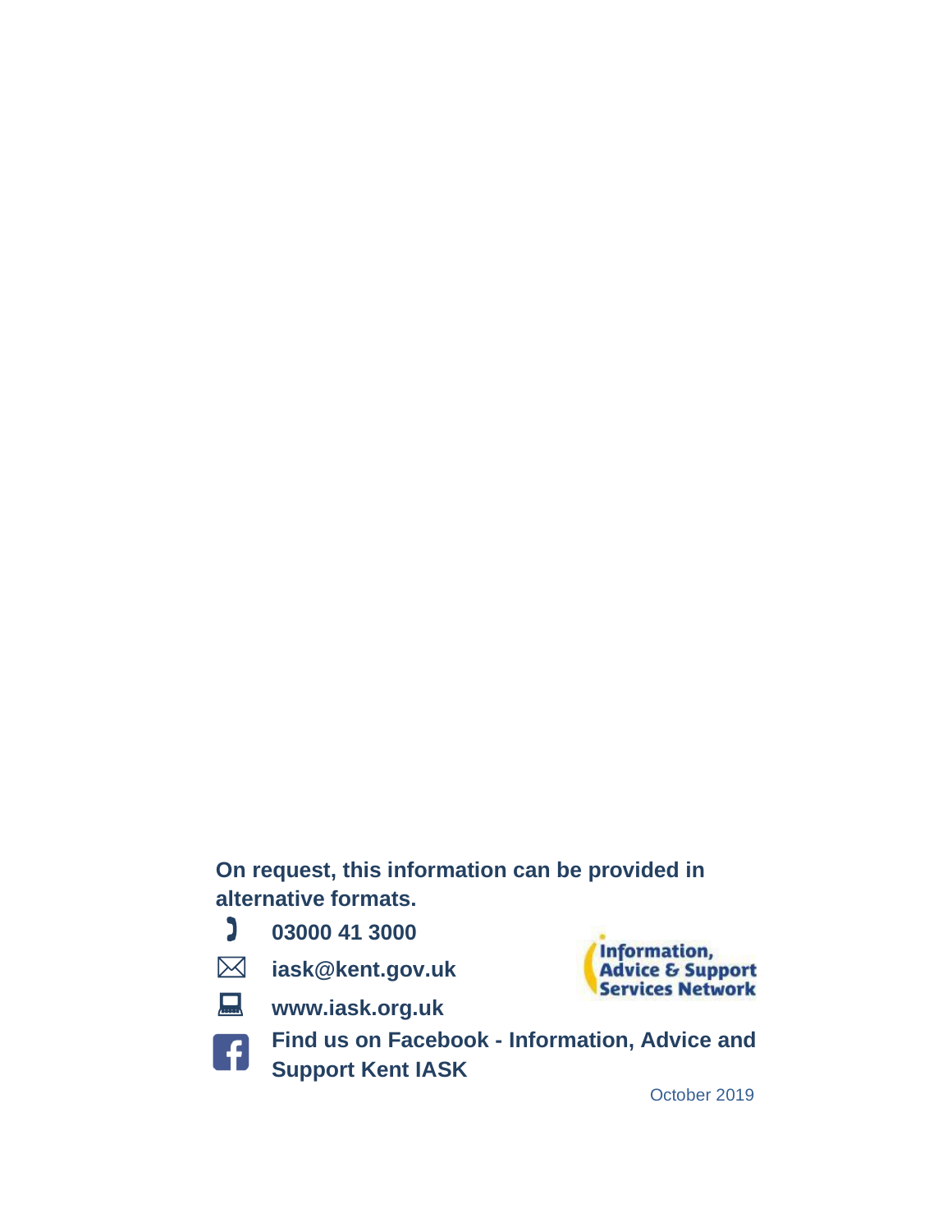**On request, this information can be provided in alternative formats.**

**03000 41 3000**

**iask@kent.gov.uk**

**www.iask.org.uk**

**Find us on Facebook - Information, Advice and Support Kent IASK**

Information, Advice & Support Services Network

October 2019